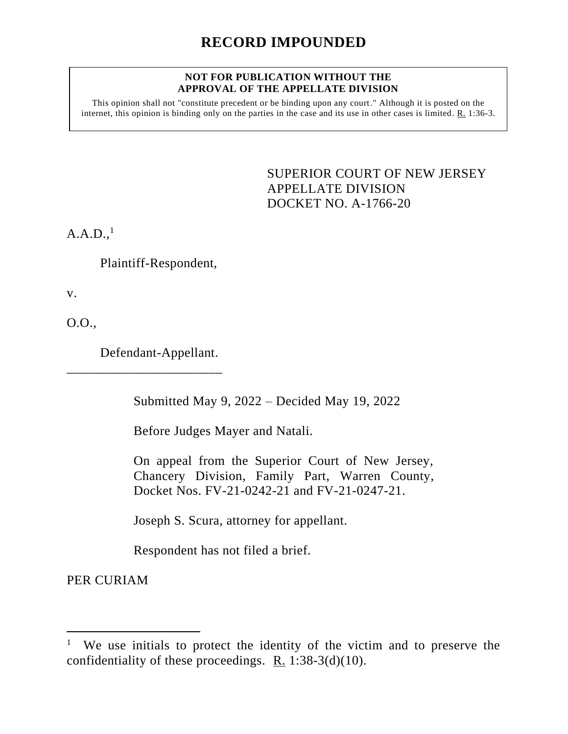# RECORD IMPOUNDED

**NOT FOR PUBLICATION WITHOUT THE APPROVAL OF THE APPELLATE DIVISION**

This opinion shall not "constitute precedent or be binding upon any court." Although it is posted on the internet, this opinion is binding only on the parties in the case and its use in other cases is limited. R. 1:36-3.

SUPERIOR COURT OF NEW JERSEY
APPELLATE DIVISION
DOCKET NO. A-1766-20

A.A.D.,[1]

Plaintiff-Respondent,

v.

O.O.,

Defendant-Appellant.

_______________________

Submitted May 9, 2022 – Decided May 19, 2022

Before Judges Mayer and Natali.

On appeal from the Superior Court of New Jersey, Chancery Division, Family Part, Warren County, Docket Nos. FV-21-0242-21 and FV-21-0247-21.

Joseph S. Scura, attorney for appellant.

Respondent has not filed a brief.

PER CURIAM

---

[1] We use initials to protect the identity of the victim and to preserve the confidentiality of these proceedings. R. 1:38-3(d)(10).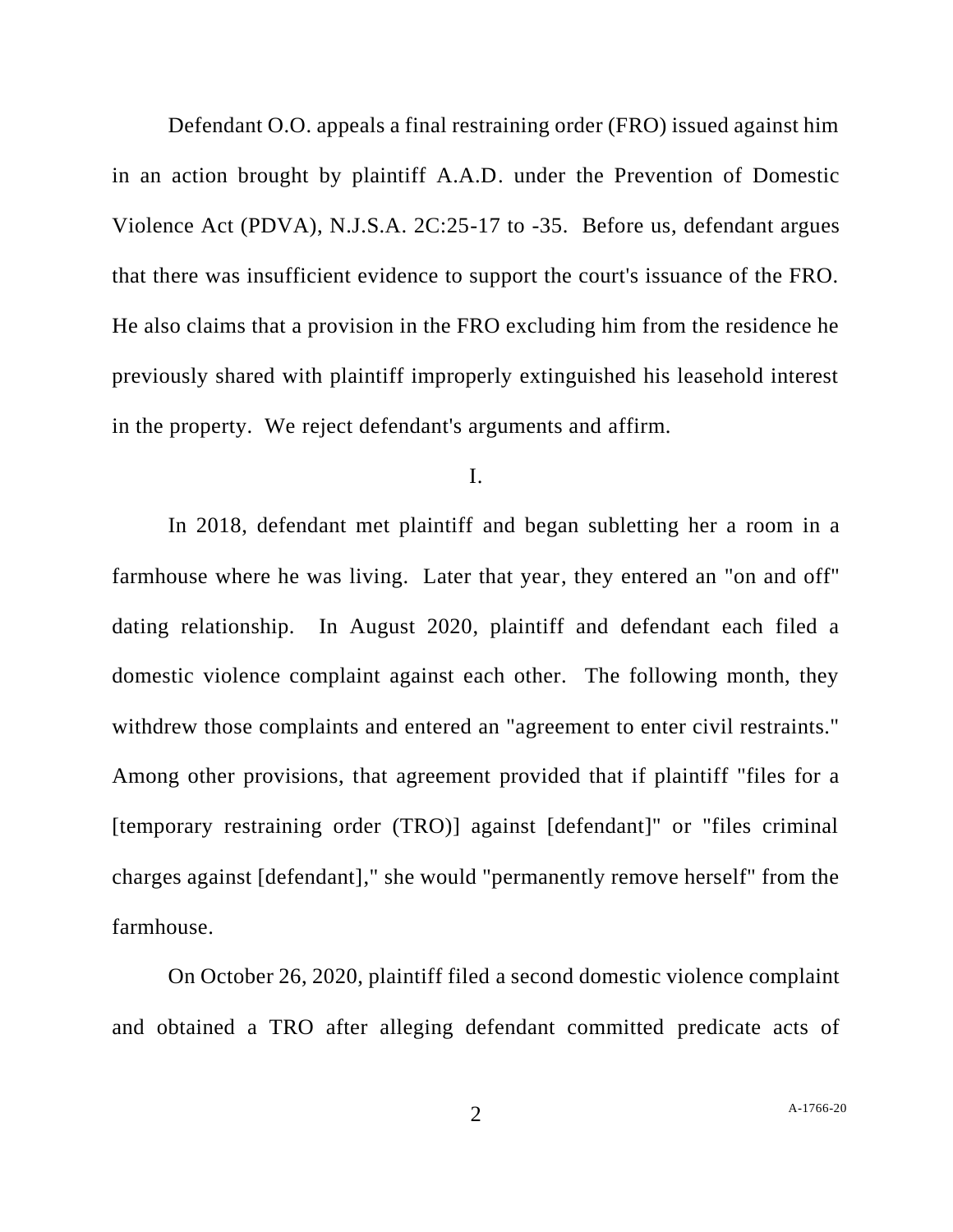Defendant O.O. appeals a final restraining order (FRO) issued against him in an action brought by plaintiff A.A.D. under the Prevention of Domestic Violence Act (PDVA), N.J.S.A. 2C:25-17 to -35. Before us, defendant argues that there was insufficient evidence to support the court's issuance of the FRO. He also claims that a provision in the FRO excluding him from the residence he previously shared with plaintiff improperly extinguished his leasehold interest in the property. We reject defendant's arguments and affirm.

I.

In 2018, defendant met plaintiff and began subletting her a room in a farmhouse where he was living. Later that year, they entered an "on and off" dating relationship. In August 2020, plaintiff and defendant each filed a domestic violence complaint against each other. The following month, they withdrew those complaints and entered an "agreement to enter civil restraints." Among other provisions, that agreement provided that if plaintiff "files for a [temporary restraining order (TRO)] against [defendant]" or "files criminal charges against [defendant]," she would "permanently remove herself" from the farmhouse.

On October 26, 2020, plaintiff filed a second domestic violence complaint and obtained a TRO after alleging defendant committed predicate acts of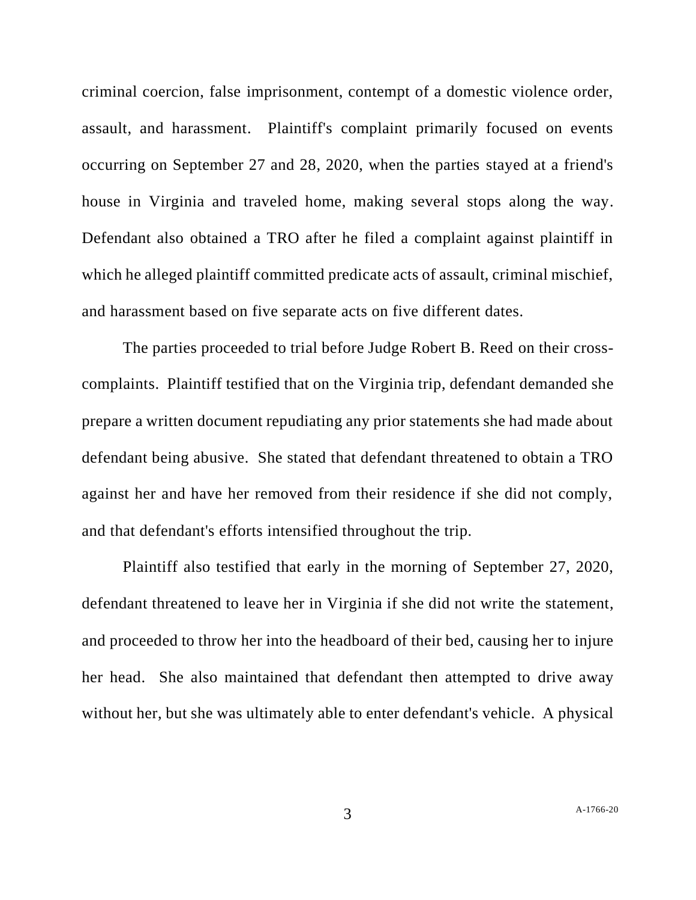criminal coercion, false imprisonment, contempt of a domestic violence order, assault, and harassment. Plaintiff's complaint primarily focused on events occurring on September 27 and 28, 2020, when the parties stayed at a friend's house in Virginia and traveled home, making several stops along the way. Defendant also obtained a TRO after he filed a complaint against plaintiff in which he alleged plaintiff committed predicate acts of assault, criminal mischief, and harassment based on five separate acts on five different dates.

The parties proceeded to trial before Judge Robert B. Reed on their cross-complaints. Plaintiff testified that on the Virginia trip, defendant demanded she prepare a written document repudiating any prior statements she had made about defendant being abusive. She stated that defendant threatened to obtain a TRO against her and have her removed from their residence if she did not comply, and that defendant's efforts intensified throughout the trip.

Plaintiff also testified that early in the morning of September 27, 2020, defendant threatened to leave her in Virginia if she did not write the statement, and proceeded to throw her into the headboard of their bed, causing her to injure her head. She also maintained that defendant then attempted to drive away without her, but she was ultimately able to enter defendant's vehicle. A physical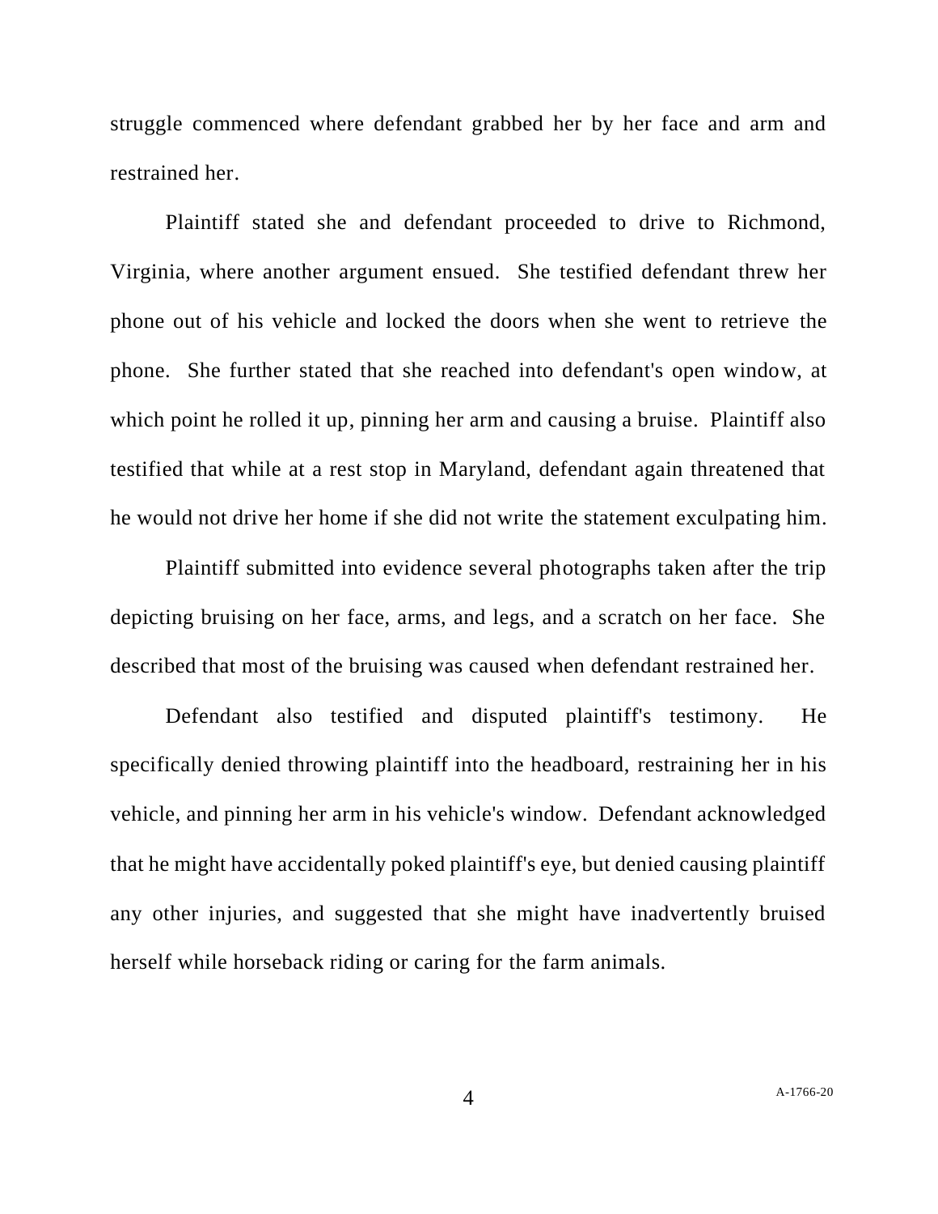struggle commenced where defendant grabbed her by her face and arm and restrained her.

Plaintiff stated she and defendant proceeded to drive to Richmond, Virginia, where another argument ensued. She testified defendant threw her phone out of his vehicle and locked the doors when she went to retrieve the phone. She further stated that she reached into defendant's open window, at which point he rolled it up, pinning her arm and causing a bruise. Plaintiff also testified that while at a rest stop in Maryland, defendant again threatened that he would not drive her home if she did not write the statement exculpating him.

Plaintiff submitted into evidence several photographs taken after the trip depicting bruising on her face, arms, and legs, and a scratch on her face. She described that most of the bruising was caused when defendant restrained her.

Defendant also testified and disputed plaintiff's testimony. He specifically denied throwing plaintiff into the headboard, restraining her in his vehicle, and pinning her arm in his vehicle's window. Defendant acknowledged that he might have accidentally poked plaintiff's eye, but denied causing plaintiff any other injuries, and suggested that she might have inadvertently bruised herself while horseback riding or caring for the farm animals.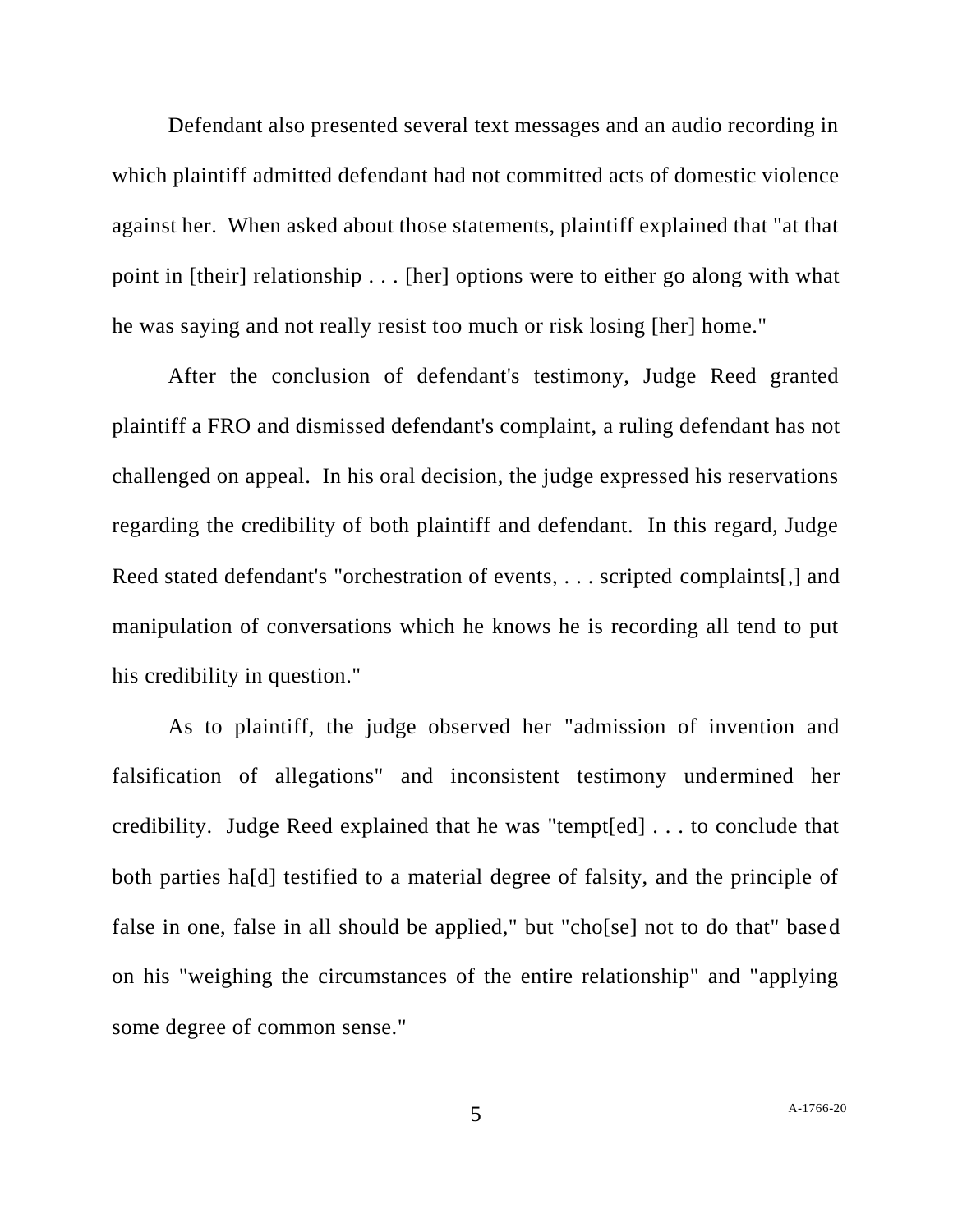Defendant also presented several text messages and an audio recording in which plaintiff admitted defendant had not committed acts of domestic violence against her. When asked about those statements, plaintiff explained that "at that point in [their] relationship . . . [her] options were to either go along with what he was saying and not really resist too much or risk losing [her] home."

After the conclusion of defendant's testimony, Judge Reed granted plaintiff a FRO and dismissed defendant's complaint, a ruling defendant has not challenged on appeal. In his oral decision, the judge expressed his reservations regarding the credibility of both plaintiff and defendant. In this regard, Judge Reed stated defendant's "orchestration of events, . . . scripted complaints[,] and manipulation of conversations which he knows he is recording all tend to put his credibility in question."

As to plaintiff, the judge observed her "admission of invention and falsification of allegations" and inconsistent testimony undermined her credibility. Judge Reed explained that he was "tempt[ed] . . . to conclude that both parties ha[d] testified to a material degree of falsity, and the principle of false in one, false in all should be applied," but "cho[se] not to do that" based on his "weighing the circumstances of the entire relationship" and "applying some degree of common sense."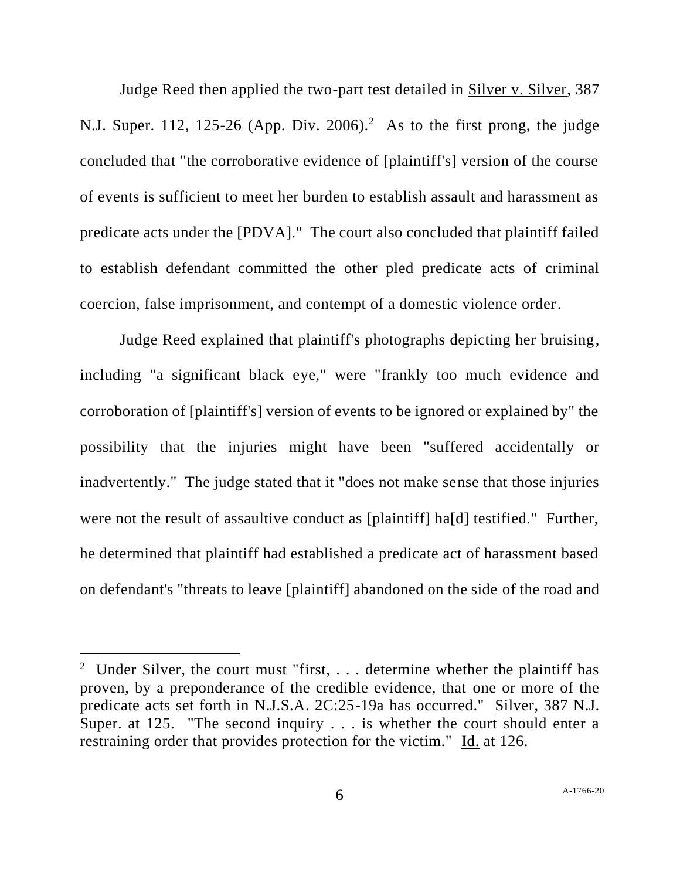Judge Reed then applied the two-part test detailed in Silver v. Silver, 387 N.J. Super. 112, 125-26 (App. Div. 2006).[2] As to the first prong, the judge concluded that "the corroborative evidence of [plaintiff's] version of the course of events is sufficient to meet her burden to establish assault and harassment as predicate acts under the [PDVA]." The court also concluded that plaintiff failed to establish defendant committed the other pled predicate acts of criminal coercion, false imprisonment, and contempt of a domestic violence order.

Judge Reed explained that plaintiff's photographs depicting her bruising, including "a significant black eye," were "frankly too much evidence and corroboration of [plaintiff's] version of events to be ignored or explained by" the possibility that the injuries might have been "suffered accidentally or inadvertently." The judge stated that it "does not make sense that those injuries were not the result of assaultive conduct as [plaintiff] ha[d] testified." Further, he determined that plaintiff had established a predicate act of harassment based on defendant's "threats to leave [plaintiff] abandoned on the side of the road and

---

[2] Under Silver, the court must "first, . . . determine whether the plaintiff has proven, by a preponderance of the credible evidence, that one or more of the predicate acts set forth in N.J.S.A. 2C:25-19a has occurred." Silver, 387 N.J. Super. at 125. "The second inquiry . . . is whether the court should enter a restraining order that provides protection for the victim." Id. at 126.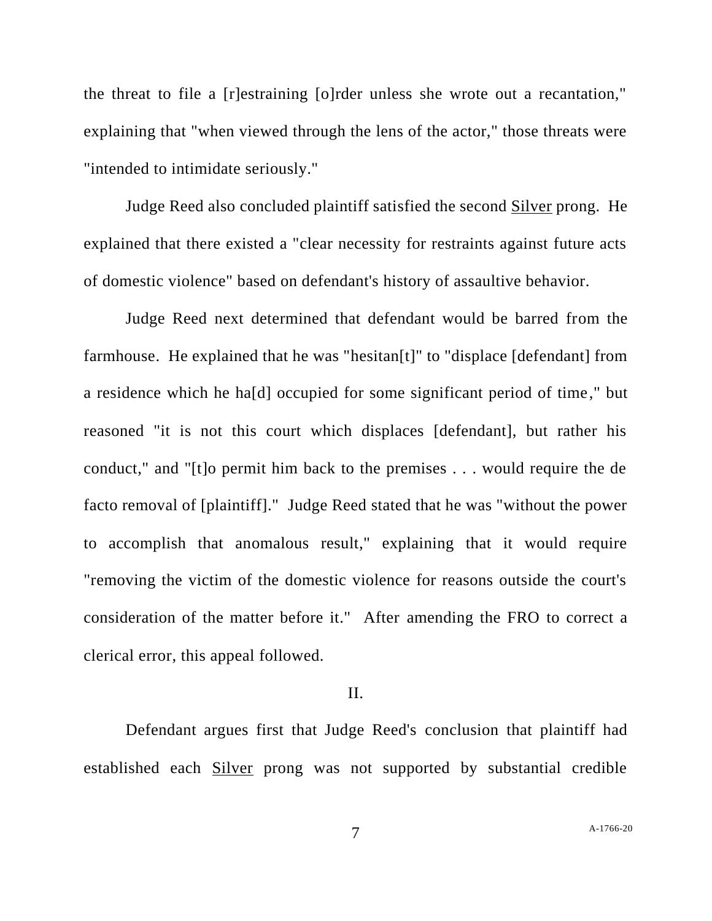the threat to file a [r]estraining [o]rder unless she wrote out a recantation," explaining that "when viewed through the lens of the actor," those threats were "intended to intimidate seriously."

Judge Reed also concluded plaintiff satisfied the second Silver prong. He explained that there existed a "clear necessity for restraints against future acts of domestic violence" based on defendant's history of assaultive behavior.

Judge Reed next determined that defendant would be barred from the farmhouse. He explained that he was "hesitan[t]" to "displace [defendant] from a residence which he ha[d] occupied for some significant period of time," but reasoned "it is not this court which displaces [defendant], but rather his conduct," and "[t]o permit him back to the premises . . . would require the de facto removal of [plaintiff]." Judge Reed stated that he was "without the power to accomplish that anomalous result," explaining that it would require "removing the victim of the domestic violence for reasons outside the court's consideration of the matter before it." After amending the FRO to correct a clerical error, this appeal followed.

## II.

Defendant argues first that Judge Reed's conclusion that plaintiff had established each Silver prong was not supported by substantial credible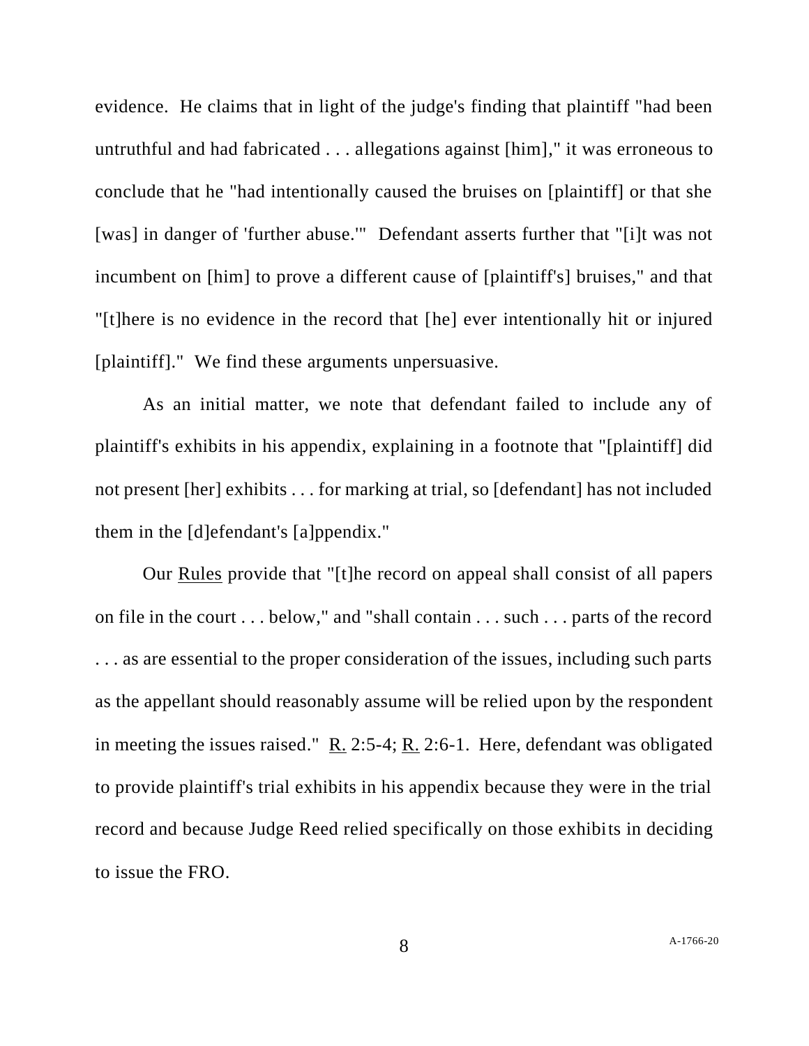evidence. He claims that in light of the judge's finding that plaintiff "had been untruthful and had fabricated . . . allegations against [him]," it was erroneous to conclude that he "had intentionally caused the bruises on [plaintiff] or that she [was] in danger of 'further abuse.'" Defendant asserts further that "[i]t was not incumbent on [him] to prove a different cause of [plaintiff's] bruises," and that "[t]here is no evidence in the record that [he] ever intentionally hit or injured [plaintiff]." We find these arguments unpersuasive.

As an initial matter, we note that defendant failed to include any of plaintiff's exhibits in his appendix, explaining in a footnote that "[plaintiff] did not present [her] exhibits . . . for marking at trial, so [defendant] has not included them in the [d]efendant's [a]ppendix."

Our Rules provide that "[t]he record on appeal shall consist of all papers on file in the court . . . below," and "shall contain . . . such . . . parts of the record . . . as are essential to the proper consideration of the issues, including such parts as the appellant should reasonably assume will be relied upon by the respondent in meeting the issues raised." R. 2:5-4; R. 2:6-1. Here, defendant was obligated to provide plaintiff's trial exhibits in his appendix because they were in the trial record and because Judge Reed relied specifically on those exhibits in deciding to issue the FRO.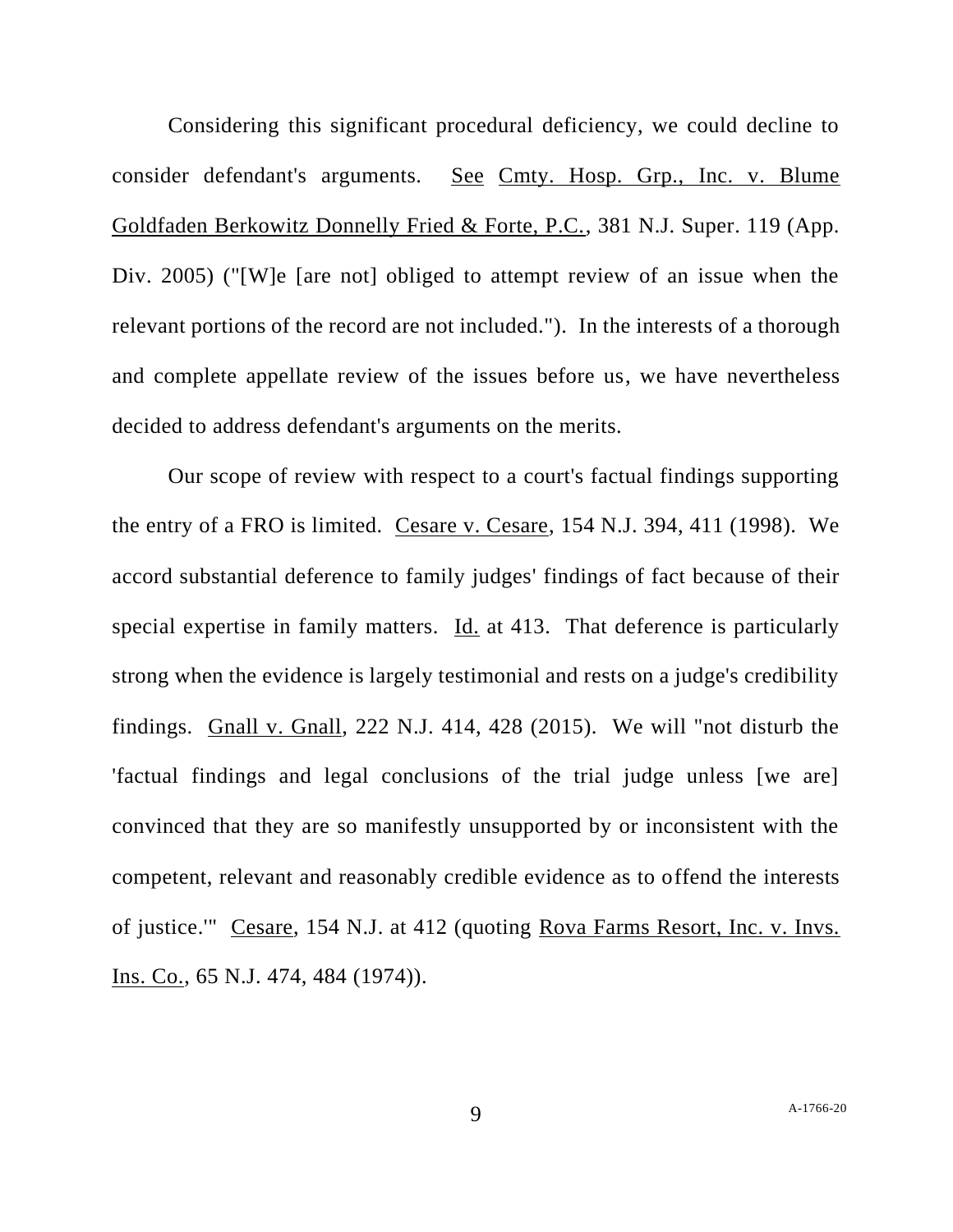Considering this significant procedural deficiency, we could decline to consider defendant's arguments. See Cmty. Hosp. Grp., Inc. v. Blume Goldfaden Berkowitz Donnelly Fried & Forte, P.C., 381 N.J. Super. 119 (App. Div. 2005) ("[W]e [are not] obliged to attempt review of an issue when the relevant portions of the record are not included."). In the interests of a thorough and complete appellate review of the issues before us, we have nevertheless decided to address defendant's arguments on the merits.

Our scope of review with respect to a court's factual findings supporting the entry of a FRO is limited. Cesare v. Cesare, 154 N.J. 394, 411 (1998). We accord substantial deference to family judges' findings of fact because of their special expertise in family matters. Id. at 413. That deference is particularly strong when the evidence is largely testimonial and rests on a judge's credibility findings. Gnall v. Gnall, 222 N.J. 414, 428 (2015). We will "not disturb the 'factual findings and legal conclusions of the trial judge unless [we are] convinced that they are so manifestly unsupported by or inconsistent with the competent, relevant and reasonably credible evidence as to offend the interests of justice.'" Cesare, 154 N.J. at 412 (quoting Rova Farms Resort, Inc. v. Invs. Ins. Co., 65 N.J. 474, 484 (1974)).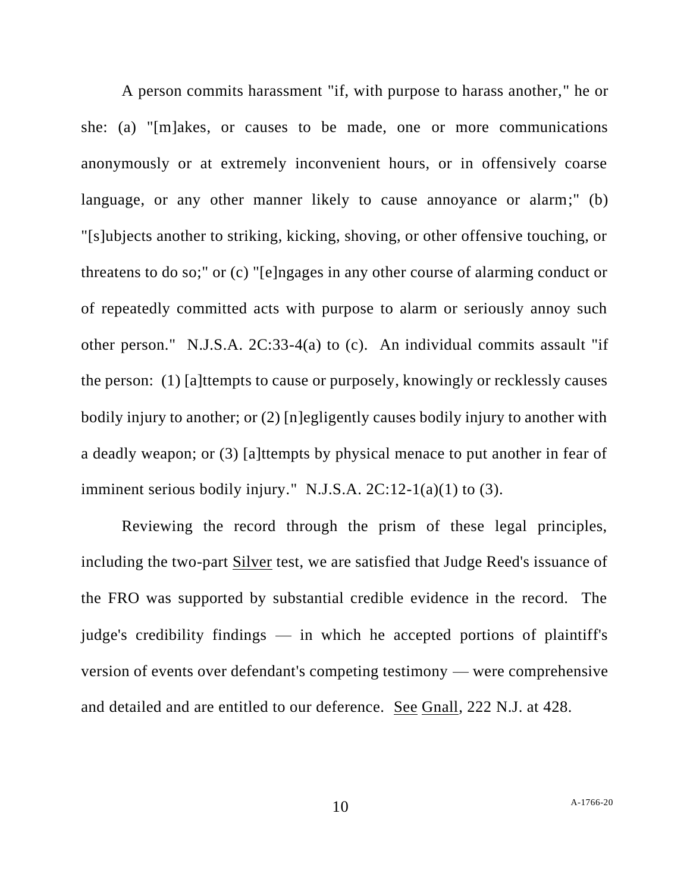A person commits harassment "if, with purpose to harass another," he or she: (a) "[m]akes, or causes to be made, one or more communications anonymously or at extremely inconvenient hours, or in offensively coarse language, or any other manner likely to cause annoyance or alarm;" (b) "[s]ubjects another to striking, kicking, shoving, or other offensive touching, or threatens to do so;" or (c) "[e]ngages in any other course of alarming conduct or of repeatedly committed acts with purpose to alarm or seriously annoy such other person." N.J.S.A. 2C:33-4(a) to (c). An individual commits assault "if the person: (1) [a]ttempts to cause or purposely, knowingly or recklessly causes bodily injury to another; or (2) [n]egligently causes bodily injury to another with a deadly weapon; or (3) [a]ttempts by physical menace to put another in fear of imminent serious bodily injury." N.J.S.A. 2C:12-1(a)(1) to (3).

Reviewing the record through the prism of these legal principles, including the two-part Silver test, we are satisfied that Judge Reed's issuance of the FRO was supported by substantial credible evidence in the record. The judge's credibility findings — in which he accepted portions of plaintiff's version of events over defendant's competing testimony — were comprehensive and detailed and are entitled to our deference. See Gnall, 222 N.J. at 428.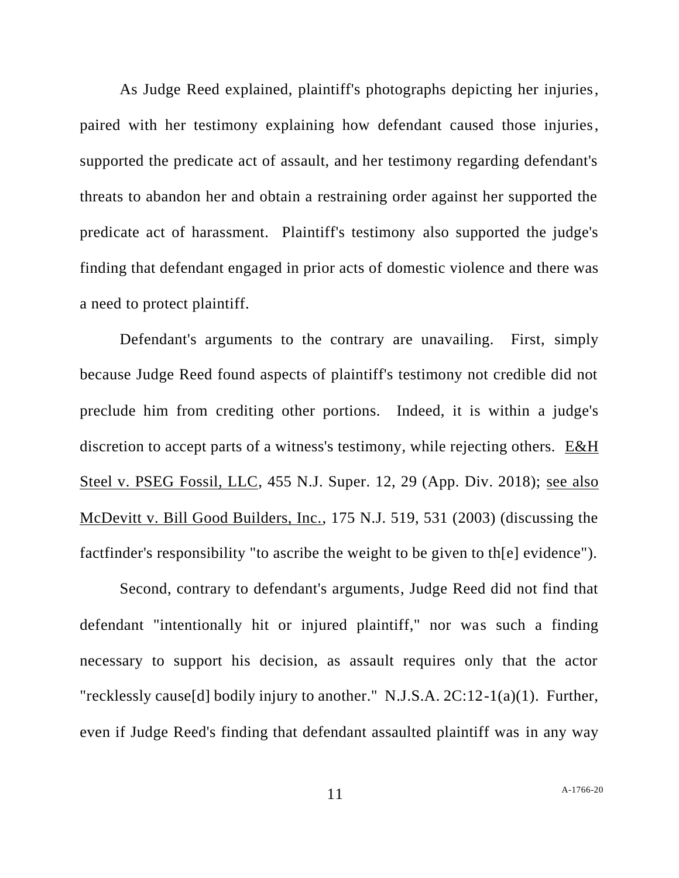As Judge Reed explained, plaintiff's photographs depicting her injuries, paired with her testimony explaining how defendant caused those injuries, supported the predicate act of assault, and her testimony regarding defendant's threats to abandon her and obtain a restraining order against her supported the predicate act of harassment. Plaintiff's testimony also supported the judge's finding that defendant engaged in prior acts of domestic violence and there was a need to protect plaintiff.

Defendant's arguments to the contrary are unavailing. First, simply because Judge Reed found aspects of plaintiff's testimony not credible did not preclude him from crediting other portions. Indeed, it is within a judge's discretion to accept parts of a witness's testimony, while rejecting others. E&H Steel v. PSEG Fossil, LLC, 455 N.J. Super. 12, 29 (App. Div. 2018); see also McDevitt v. Bill Good Builders, Inc., 175 N.J. 519, 531 (2003) (discussing the factfinder's responsibility "to ascribe the weight to be given to th[e] evidence").

Second, contrary to defendant's arguments, Judge Reed did not find that defendant "intentionally hit or injured plaintiff," nor was such a finding necessary to support his decision, as assault requires only that the actor "recklessly cause[d] bodily injury to another." N.J.S.A. 2C:12-1(a)(1). Further, even if Judge Reed's finding that defendant assaulted plaintiff was in any way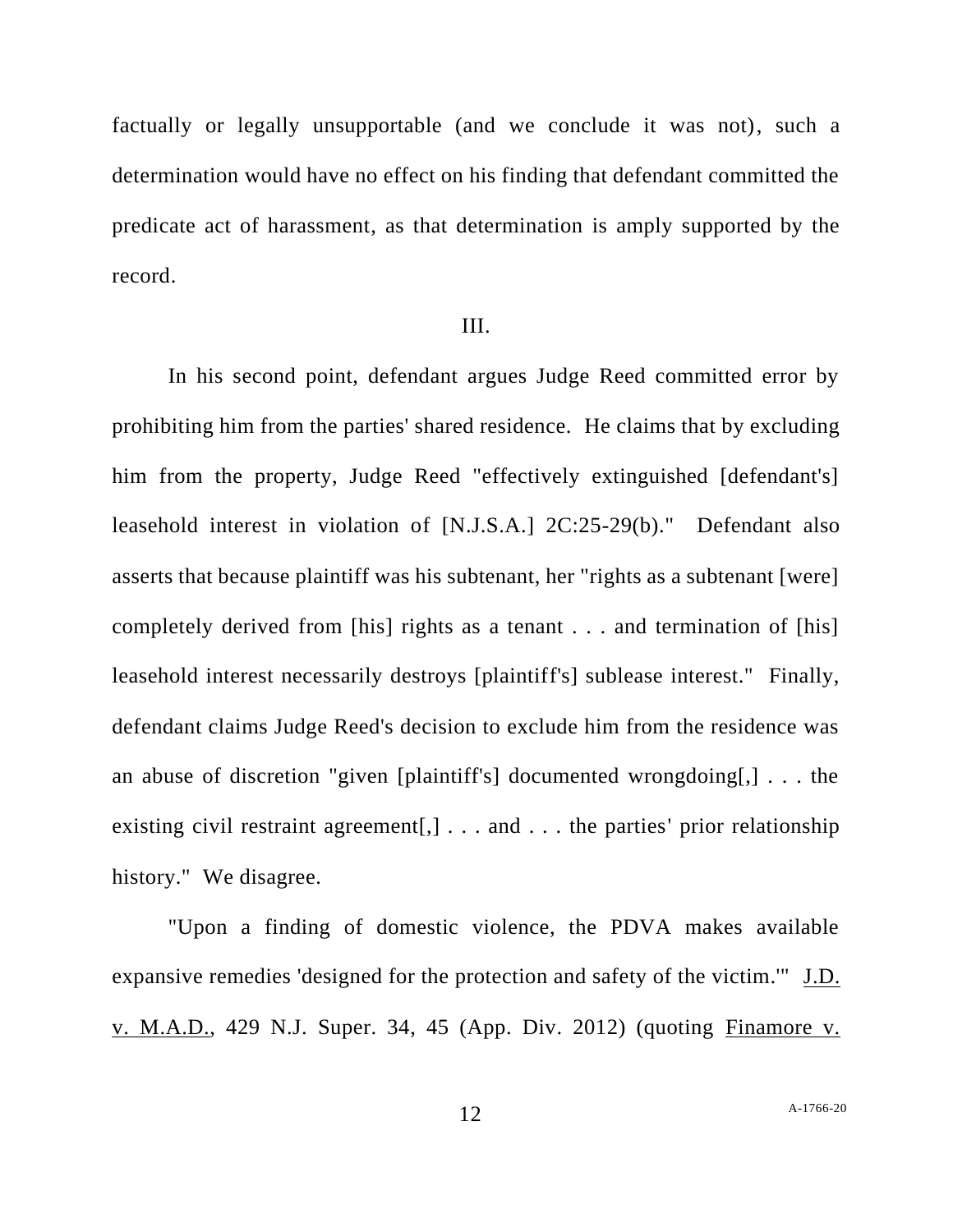factually or legally unsupportable (and we conclude it was not), such a determination would have no effect on his finding that defendant committed the predicate act of harassment, as that determination is amply supported by the record.

III.

In his second point, defendant argues Judge Reed committed error by prohibiting him from the parties' shared residence. He claims that by excluding him from the property, Judge Reed "effectively extinguished [defendant's] leasehold interest in violation of [N.J.S.A.] 2C:25-29(b)." Defendant also asserts that because plaintiff was his subtenant, her "rights as a subtenant [were] completely derived from [his] rights as a tenant . . . and termination of [his] leasehold interest necessarily destroys [plaintiff's] sublease interest." Finally, defendant claims Judge Reed's decision to exclude him from the residence was an abuse of discretion "given [plaintiff's] documented wrongdoing[,] . . . the existing civil restraint agreement[,] . . . and . . . the parties' prior relationship history." We disagree.

"Upon a finding of domestic violence, the PDVA makes available expansive remedies 'designed for the protection and safety of the victim.'" J.D. v. M.A.D., 429 N.J. Super. 34, 45 (App. Div. 2012) (quoting Finamore v.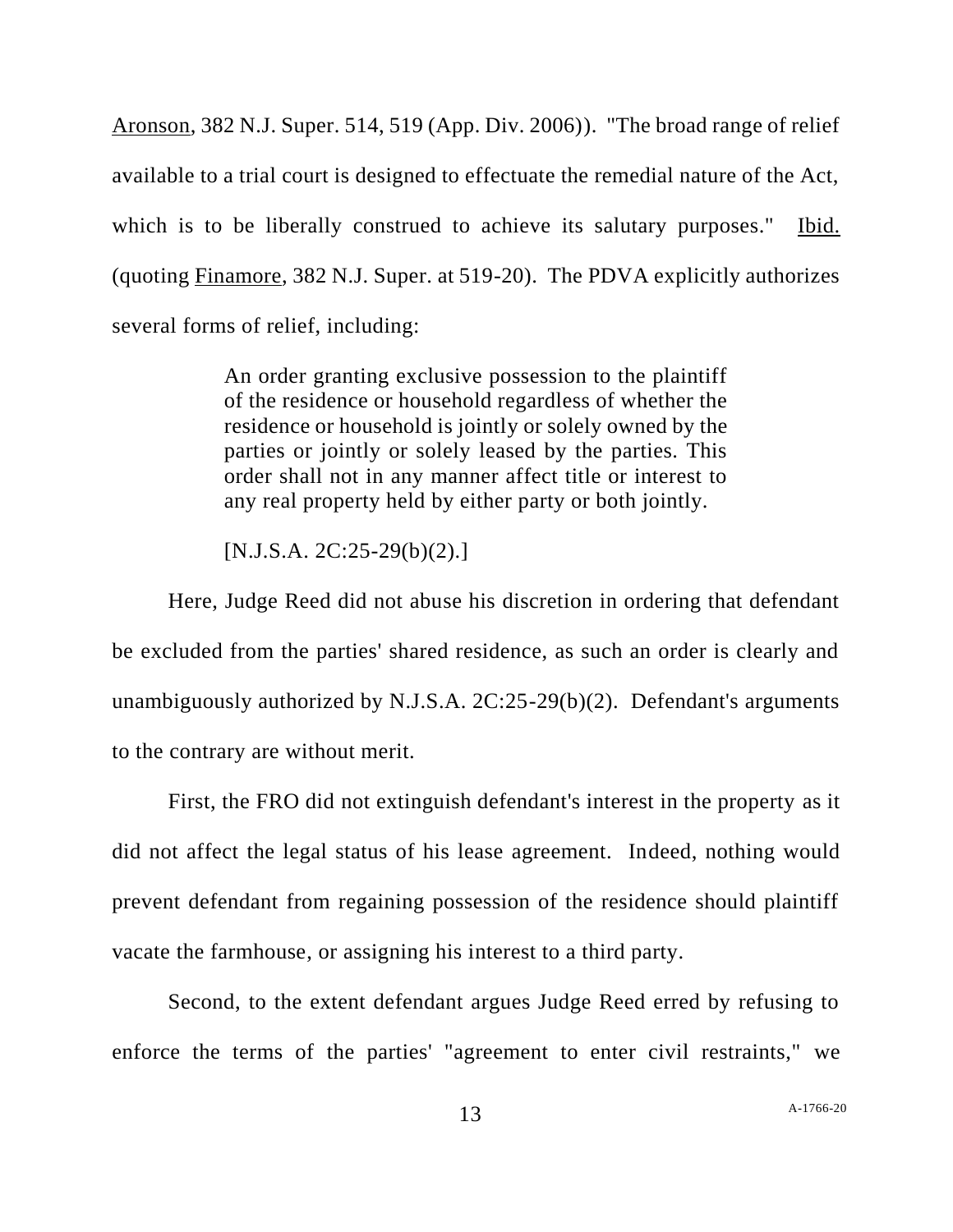Aronson, 382 N.J. Super. 514, 519 (App. Div. 2006)). "The broad range of relief available to a trial court is designed to effectuate the remedial nature of the Act, which is to be liberally construed to achieve its salutary purposes." Ibid. (quoting Finamore, 382 N.J. Super. at 519-20). The PDVA explicitly authorizes several forms of relief, including:

> An order granting exclusive possession to the plaintiff of the residence or household regardless of whether the residence or household is jointly or solely owned by the parties or jointly or solely leased by the parties. This order shall not in any manner affect title or interest to any real property held by either party or both jointly.
>
> [N.J.S.A. 2C:25-29(b)(2).]

Here, Judge Reed did not abuse his discretion in ordering that defendant be excluded from the parties' shared residence, as such an order is clearly and unambiguously authorized by N.J.S.A. 2C:25-29(b)(2). Defendant's arguments to the contrary are without merit.

First, the FRO did not extinguish defendant's interest in the property as it did not affect the legal status of his lease agreement. Indeed, nothing would prevent defendant from regaining possession of the residence should plaintiff vacate the farmhouse, or assigning his interest to a third party.

Second, to the extent defendant argues Judge Reed erred by refusing to enforce the terms of the parties' "agreement to enter civil restraints," we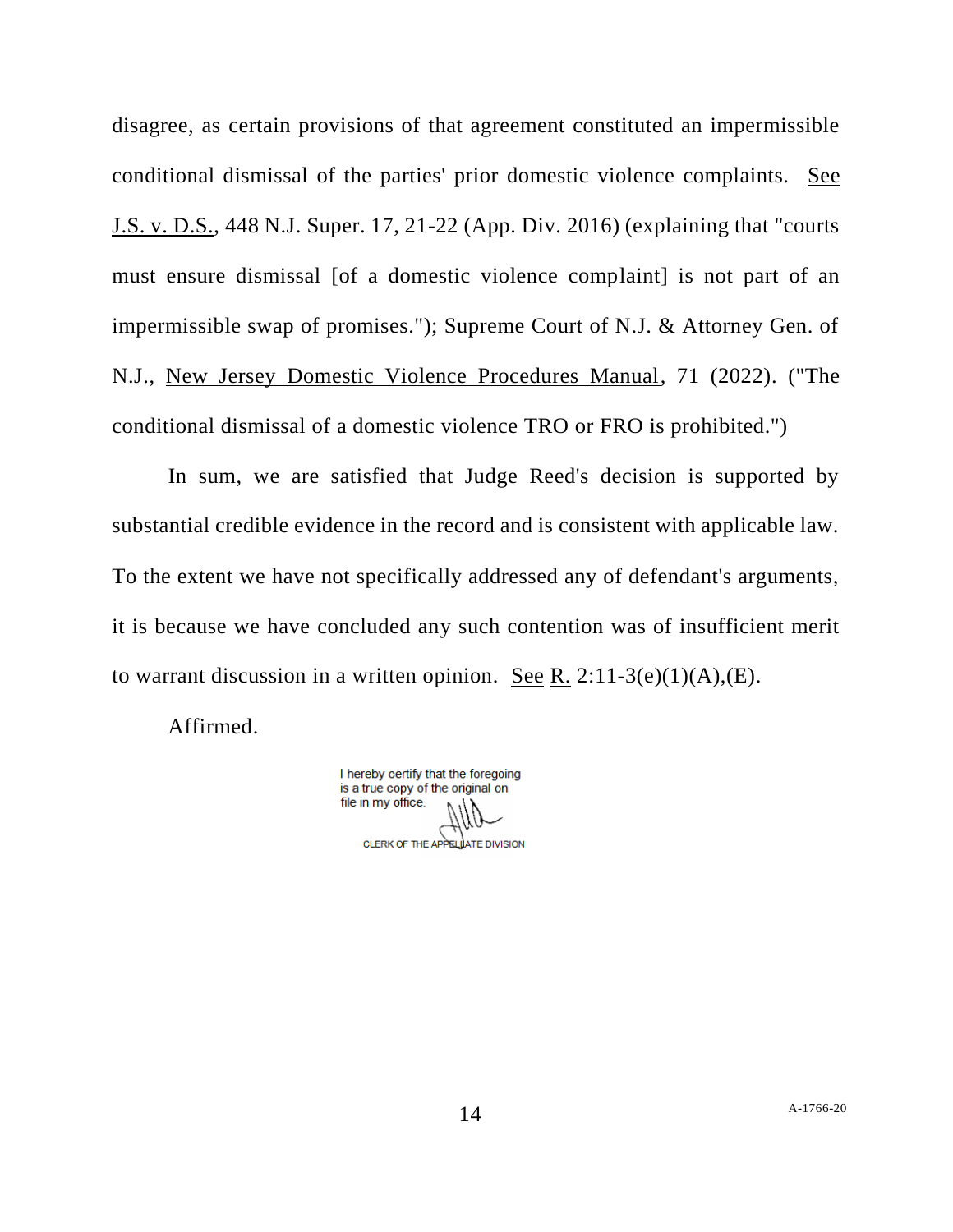disagree, as certain provisions of that agreement constituted an impermissible conditional dismissal of the parties' prior domestic violence complaints. See J.S. v. D.S., 448 N.J. Super. 17, 21-22 (App. Div. 2016) (explaining that "courts must ensure dismissal [of a domestic violence complaint] is not part of an impermissible swap of promises."); Supreme Court of N.J. & Attorney Gen. of N.J., New Jersey Domestic Violence Procedures Manual, 71 (2022). ("The conditional dismissal of a domestic violence TRO or FRO is prohibited.")

In sum, we are satisfied that Judge Reed's decision is supported by substantial credible evidence in the record and is consistent with applicable law. To the extent we have not specifically addressed any of defendant's arguments, it is because we have concluded any such contention was of insufficient merit to warrant discussion in a written opinion. See R. 2:11-3(e)(1)(A),(E).

Affirmed.

I hereby certify that the foregoing is a true copy of the original on file in my office.

CLERK OF THE APPELLATE DIVISION